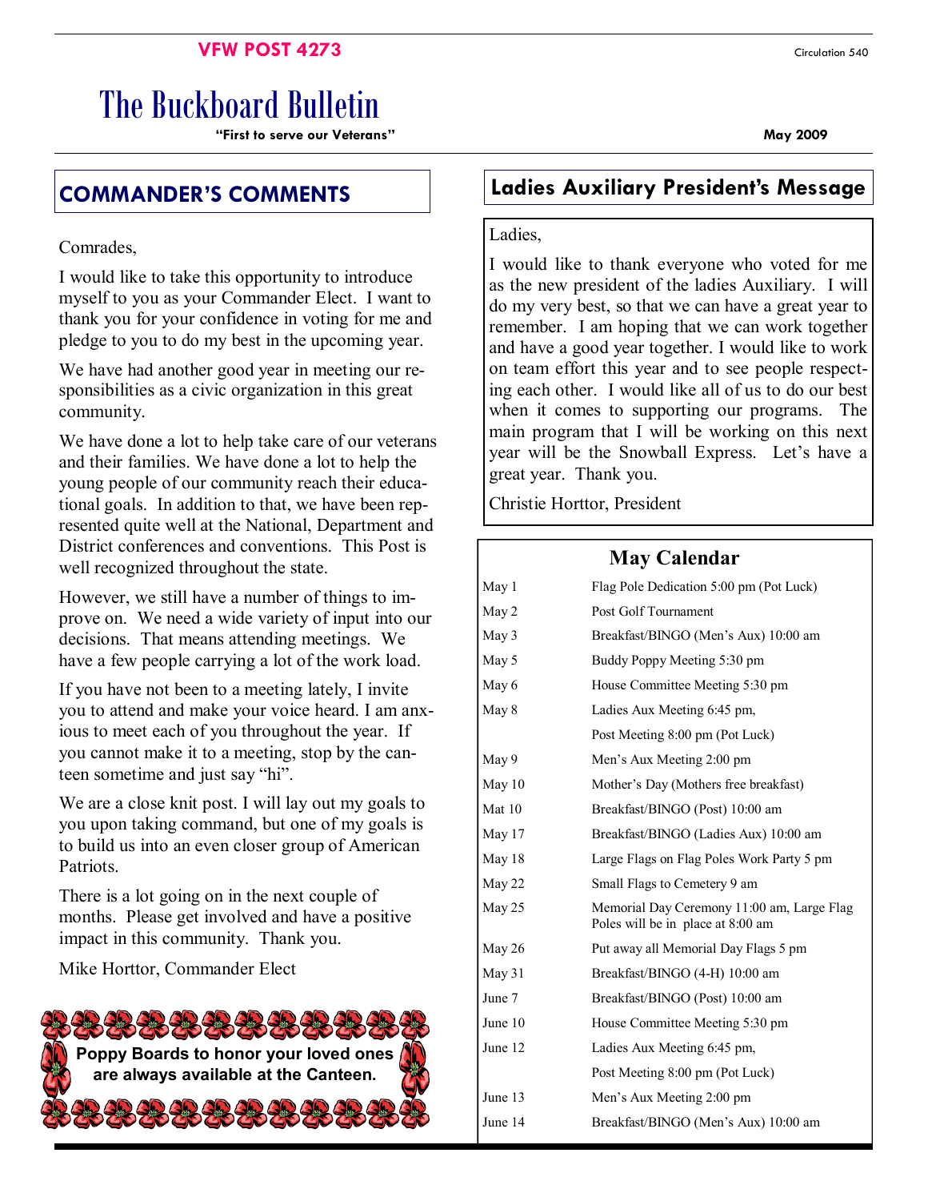VFW POST 4273

Circulation 540

# The Buckboard Bulletin

**"First to serve our Veterans"**

**May 2009**

## COMMANDER'S COMMENTS

Comrades,

I would like to take this opportunity to introduce myself to you as your Commander Elect. I want to thank you for your confidence in voting for me and pledge to you to do my best in the upcoming year.

We have had another good year in meeting our responsibilities as a civic organization in this great community.

We have done a lot to help take care of our veterans and their families. We have done a lot to help the young people of our community reach their educational goals. In addition to that, we have been represented quite well at the National, Department and District conferences and conventions. This Post is well recognized throughout the state.

However, we still have a number of things to improve on. We need a wide variety of input into our decisions. That means attending meetings. We have a few people carrying a lot of the work load.

If you have not been to a meeting lately, I invite you to attend and make your voice heard. I am anxious to meet each of you throughout the year. If you cannot make it to a meeting, stop by the canteen sometime and just say "hi".

We are a close knit post. I will lay out my goals to you upon taking command, but one of my goals is to build us into an even closer group of American Patriots.

There is a lot going on in the next couple of months. Please get involved and have a positive impact in this community. Thank you.

Mike Horttor, Commander Elect

**Poppy Boards to honor your loved ones are always available at the Canteen.**

## Ladies Auxiliary President's Message

Ladies,

I would like to thank everyone who voted for me as the new president of the ladies Auxiliary. I will do my very best, so that we can have a great year to remember. I am hoping that we can work together and have a good year together. I would like to work on team effort this year and to see people respecting each other. I would like all of us to do our best when it comes to supporting our programs. The main program that I will be working on this next year will be the Snowball Express. Let's have a great year. Thank you.

Christie Horttor, President

## May Calendar

| | |
|---|---|
| May 1 | Flag Pole Dedication 5:00 pm (Pot Luck) |
| May 2 | Post Golf Tournament |
| May 3 | Breakfast/BINGO (Men's Aux) 10:00 am |
| May 5 | Buddy Poppy Meeting 5:30 pm |
| May 6 | House Committee Meeting 5:30 pm |
| May 8 | Ladies Aux Meeting 6:45 pm, |
| | Post Meeting 8:00 pm (Pot Luck) |
| May 9 | Men's Aux Meeting 2:00 pm |
| May 10 | Mother's Day (Mothers free breakfast) |
| Mat 10 | Breakfast/BINGO (Post) 10:00 am |
| May 17 | Breakfast/BINGO (Ladies Aux) 10:00 am |
| May 18 | Large Flags on Flag Poles Work Party 5 pm |
| May 22 | Small Flags to Cemetery 9 am |
| May 25 | Memorial Day Ceremony 11:00 am, Large Flag Poles will be in place at 8:00 am |
| May 26 | Put away all Memorial Day Flags 5 pm |
| May 31 | Breakfast/BINGO (4-H) 10:00 am |
| June 7 | Breakfast/BINGO (Post) 10:00 am |
| June 10 | House Committee Meeting 5:30 pm |
| June 12 | Ladies Aux Meeting 6:45 pm, |
| | Post Meeting 8:00 pm (Pot Luck) |
| June 13 | Men's Aux Meeting 2:00 pm |
| June 14 | Breakfast/BINGO (Men's Aux) 10:00 am |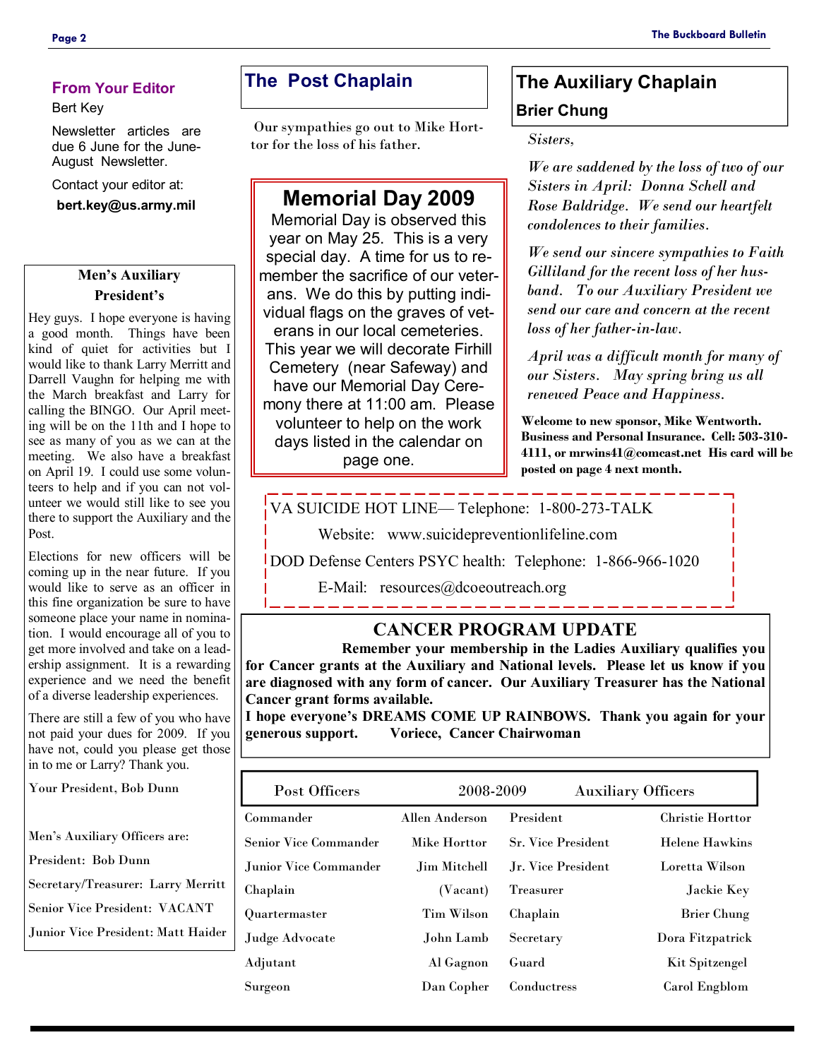## From Your Editor

Bert Key

Newsletter articles are due 6 June for the June-August Newsletter.

Contact your editor at:

**bert.key@us.army.mil**

### Men's Auxiliary President's

Hey guys. I hope everyone is having a good month. Things have been kind of quiet for activities but I would like to thank Larry Merritt and Darrell Vaughn for helping me with the March breakfast and Larry for calling the BINGO. Our April meeting will be on the 11th and I hope to see as many of you as we can at the meeting. We also have a breakfast on April 19. I could use some volunteers to help and if you can not volunteer we would still like to see you there to support the Auxiliary and the Post.

Elections for new officers will be coming up in the near future. If you would like to serve as an officer in this fine organization be sure to have someone place your name in nomination. I would encourage all of you to get more involved and take on a leadership assignment. It is a rewarding experience and we need the benefit of a diverse leadership experiences.

There are still a few of you who have not paid your dues for 2009. If you have not, could you please get those in to me or Larry? Thank you.

Your President, Bob Dunn

Men's Auxiliary Officers are:

President: Bob Dunn

Secretary/Treasurer: Larry Merritt

Senior Vice President: VACANT

Junior Vice President: Matt Haider

## The Post Chaplain

Our sympathies go out to Mike Horttor for the loss of his father.

## Memorial Day 2009

Memorial Day is observed this year on May 25. This is a very special day. A time for us to remember the sacrifice of our veterans. We do this by putting individual flags on the graves of veterans in our local cemeteries. This year we will decorate Firhill Cemetery (near Safeway) and have our Memorial Day Ceremony there at 11:00 am. Please volunteer to help on the work days listed in the calendar on page one.

## The Auxiliary Chaplain

### Brier Chung

*Sisters,*

*We are saddened by the loss of two of our Sisters in April: Donna Schell and Rose Baldridge. We send our heartfelt condolences to their families.*

*We send our sincere sympathies to Faith Gilliland for the recent loss of her husband. To our Auxiliary President we send our care and concern at the recent loss of her father-in-law.*

*April was a difficult month for many of our Sisters. May spring bring us all renewed Peace and Happiness.*

**Welcome to new sponsor, Mike Wentworth. Business and Personal Insurance. Cell: 503-310-4111, or mrwins41@comcast.net His card will be posted on page 4 next month.**

VA SUICIDE HOT LINE— Telephone: 1-800-273-TALK

Website: www.suicidepreventionlifeline.com

DOD Defense Centers PSYC health: Telephone: 1-866-966-1020

E-Mail: resources@dcoeoutreach.org

## CANCER PROGRAM UPDATE

**Remember your membership in the Ladies Auxiliary qualifies you for Cancer grants at the Auxiliary and National levels. Please let us know if you are diagnosed with any form of cancer. Our Auxiliary Treasurer has the National Cancer grant forms available.**

**I hope everyone's DREAMS COME UP RAINBOWS. Thank you again for your generous support. Voriece, Cancer Chairwoman**

| Post Officers | 2008-2009 | Auxiliary Officers | |
|---|---|---|---|
| Commander | Allen Anderson | President | Christie Horttor |
| Senior Vice Commander | Mike Horttor | Sr. Vice President | Helene Hawkins |
| Junior Vice Commander | Jim Mitchell | Jr. Vice President | Loretta Wilson |
| Chaplain | (Vacant) | Treasurer | Jackie Key |
| Quartermaster | Tim Wilson | Chaplain | Brier Chung |
| Judge Advocate | John Lamb | Secretary | Dora Fitzpatrick |
| Adjutant | Al Gagnon | Guard | Kit Spitzengel |
| Surgeon | Dan Copher | Conductress | Carol Engblom |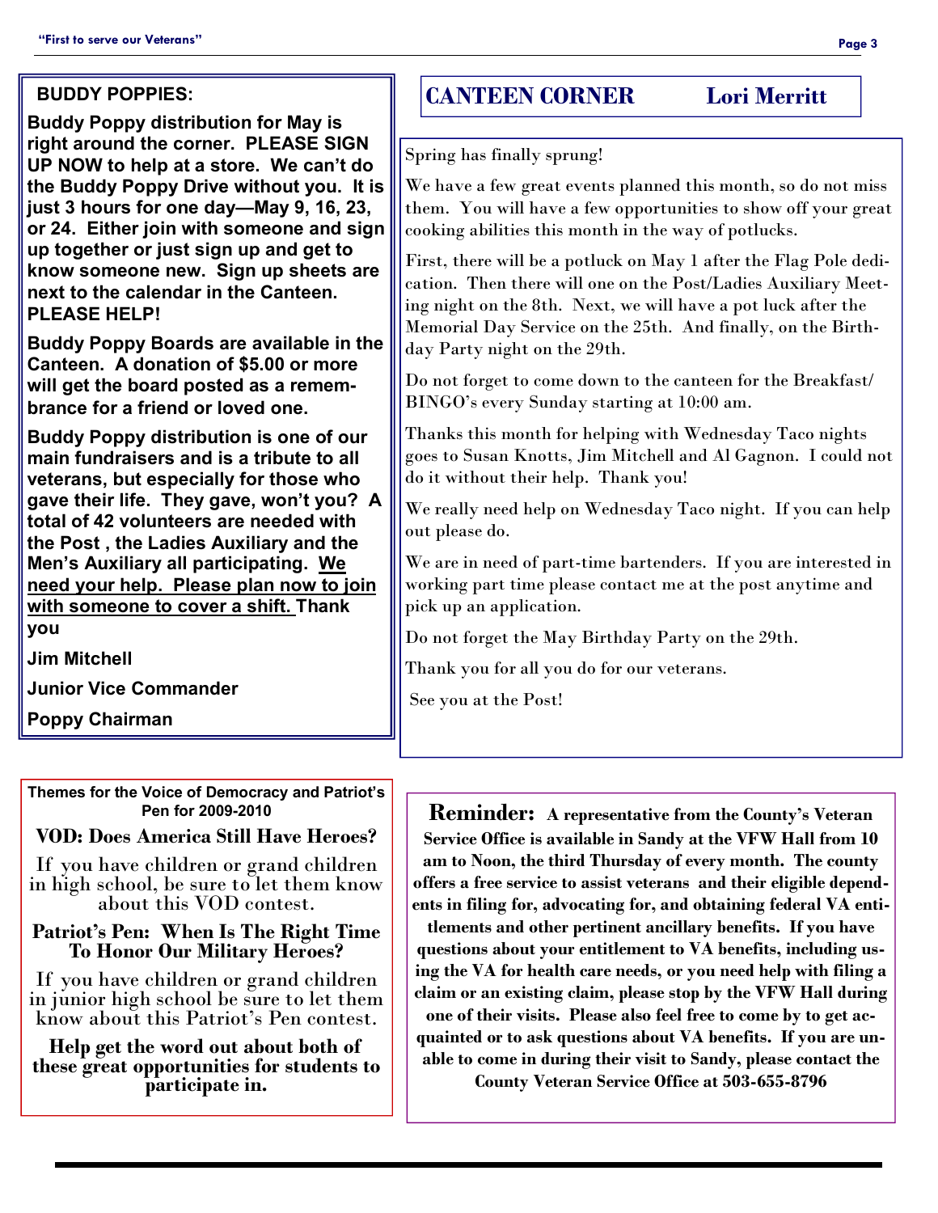## BUDDY POPPIES:

**Buddy Poppy distribution for May is right around the corner. PLEASE SIGN UP NOW to help at a store. We can't do the Buddy Poppy Drive without you. It is just 3 hours for one day—May 9, 16, 23, or 24. Either join with someone and sign up together or just sign up and get to know someone new. Sign up sheets are next to the calendar in the Canteen. PLEASE HELP!**

**Buddy Poppy Boards are available in the Canteen. A donation of $5.00 or more will get the board posted as a remembrance for a friend or loved one.**

**Buddy Poppy distribution is one of our main fundraisers and is a tribute to all veterans, but especially for those who gave their life. They gave, won't you? A total of 42 volunteers are needed with the Post , the Ladies Auxiliary and the Men's Auxiliary all participating. <u>We need your help. Please plan now to join with someone to cover a shift.</u> Thank you**

**Jim Mitchell**

**Junior Vice Commander**

**Poppy Chairman**

## CANTEEN CORNER Lori Merritt

Spring has finally sprung!

We have a few great events planned this month, so do not miss them. You will have a few opportunities to show off your great cooking abilities this month in the way of potlucks.

First, there will be a potluck on May 1 after the Flag Pole dedication. Then there will one on the Post/Ladies Auxiliary Meeting night on the 8th. Next, we will have a pot luck after the Memorial Day Service on the 25th. And finally, on the Birthday Party night on the 29th.

Do not forget to come down to the canteen for the Breakfast/ BINGO's every Sunday starting at 10:00 am.

Thanks this month for helping with Wednesday Taco nights goes to Susan Knotts, Jim Mitchell and Al Gagnon. I could not do it without their help. Thank you!

We really need help on Wednesday Taco night. If you can help out please do.

We are in need of part-time bartenders. If you are interested in working part time please contact me at the post anytime and pick up an application.

Do not forget the May Birthday Party on the 29th.

Thank you for all you do for our veterans.

See you at the Post!

**Themes for the Voice of Democracy and Patriot's Pen for 2009-2010**

**VOD: Does America Still Have Heroes?**

If you have children or grand children in high school, be sure to let them know about this VOD contest.

**Patriot's Pen: When Is The Right Time To Honor Our Military Heroes?**

If you have children or grand children in junior high school be sure to let them know about this Patriot's Pen contest.

**Help get the word out about both of these great opportunities for students to participate in.**

**Reminder: A representative from the County's Veteran Service Office is available in Sandy at the VFW Hall from 10 am to Noon, the third Thursday of every month. The county offers a free service to assist veterans and their eligible dependents in filing for, advocating for, and obtaining federal VA entitlements and other pertinent ancillary benefits. If you have questions about your entitlement to VA benefits, including using the VA for health care needs, or you need help with filing a claim or an existing claim, please stop by the VFW Hall during one of their visits. Please also feel free to come by to get acquainted or to ask questions about VA benefits. If you are unable to come in during their visit to Sandy, please contact the County Veteran Service Office at 503-655-8796**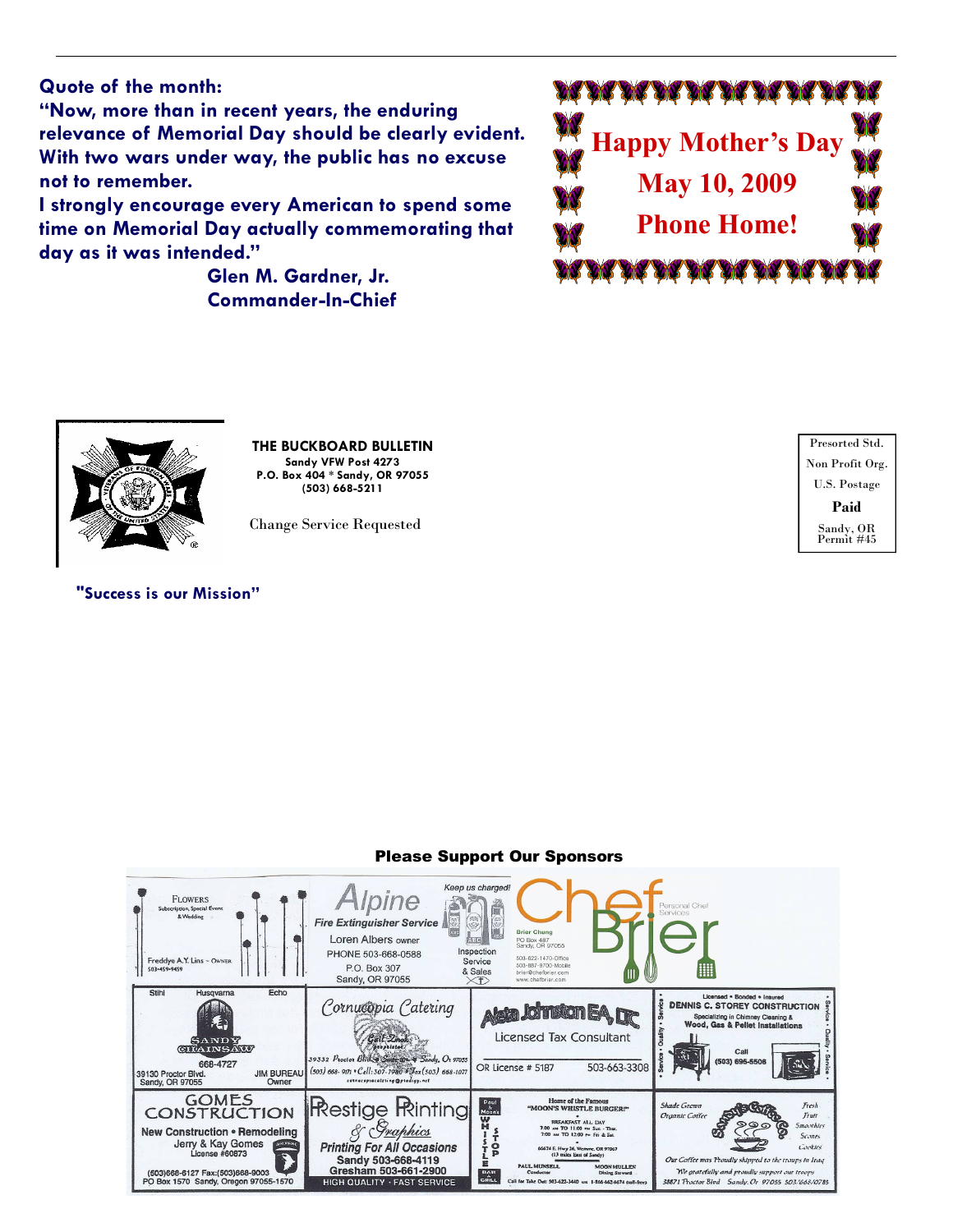**Quote of the month:**

**"Now, more than in recent years, the enduring relevance of Memorial Day should be clearly evident. With two wars under way, the public has no excuse not to remember.**

**I strongly encourage every American to spend some time on Memorial Day actually commemorating that day as it was intended."**

**Glen M. Gardner, Jr.**
**Commander-In-Chief**

**Happy Mother's Day**
**May 10, 2009**
**Phone Home!**

**THE BUCKBOARD BULLETIN**
Sandy VFW Post 4273
P.O. Box 404 * Sandy, OR 97055
(503) 668-5211

Change Service Requested

Presorted Std.
Non Profit Org.
U.S. Postage
**Paid**
Sandy, OR
Permit #45

**"Success is our Mission"**

**Please Support Our Sponsors**

FLOWERS
Subscription, Special Event & Wedding
Freddye A.Y. Lins ~ Owner
503-459-9459

Alpine
Fire Extinguisher Service
Keep us charged!
Loren Albers owner
PHONE 503-668-0588
P.O. Box 307
Sandy, OR 97055
Inspection Service & Sales

Chef Brier
Personal Chef Services
Brier Chung
PO Box 487
Sandy, OR 97055
503-622-1410-Office
503-887-9700-Mobile
brier@chefbrier.com
www.chefbrier.com

Stihl Husqvarna Echo
SANDY CHAINSAW
668-4727
39130 Proctor Blvd.
Sandy, OR 97055
JIM BUREAU Owner

Cornucopia Catering
Gail Zook, proprietor
39332 Proctor Blvd. Sandy, Or 97055
(503) 668-9171 • Cell: 307-7980 • Fax (503) 668-1077
cornucopiacatering@ptsology.net

Aleta Johnston EA, LLC
Licensed Tax Consultant
OR License # 5187
503-663-3308

Licensed • Bonded • Insured
DENNIS C. STOREY CONSTRUCTION
Specializing in Chimney Cleaning & Wood, Gas & Pellet Installations
Call (503) 695-5506
Service • Quality • Service

GOMES CONSTRUCTION
New Construction • Remodeling
Jerry & Kay Gomes
License #60873
(503)668-6127 Fax:(503)668-9003
PO Box 1570 Sandy, Oregon 97055-1570

Prestige Printing & Graphics
Printing For All Occasions
Sandy 503-668-4119
Gresham 503-661-2900
HIGH QUALITY • FAST SERVICE

Paul & Moons
WHISTLE STOP
Home of the Famous "MOON'S WHISTLE BURGER!"
BREAKFAST ALL DAY
7:00 am TO 11:00 pm Sun. - Thur.
7:00 am TO 12:00 pm Fri & Sat.
66674 E. Hwy 26, Welches, OR 97067
(13 miles East of Sandy)
PAUL MUNSELL Conductor
MOON MULLEN Dining Steward
BAR & GRILL
Call for Take Out: 503-622-3440 or 1-866-662-4474 (toll-free)

Sandy's Coffee Co.
Shade Grown Organic Coffee
Fresh Fruit Smoothies Scones Cookies
Our Coffee was Proudly shipped to the troops in Iraq
We gratefully and proudly support our troops
38871 Proctor Blvd Sandy, Or 97055 503/668/0785